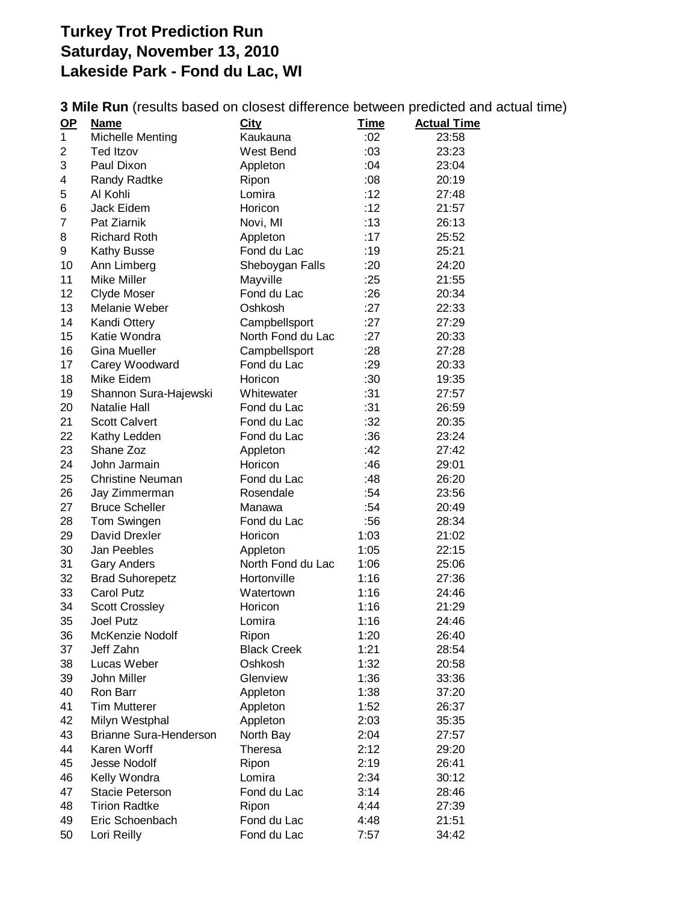# Turkey Trot Prediction Run
# Saturday, November 13, 2010
# Lakeside Park - Fond du Lac, WI

**3 Mile Run** (results based on closest difference between predicted and actual time)

| OP | Name | City | Time | Actual Time |
|---|---|---|---|---|
| 1 | Michelle Menting | Kaukauna | :02 | 23:58 |
| 2 | Ted Itzov | West Bend | :03 | 23:23 |
| 3 | Paul Dixon | Appleton | :04 | 23:04 |
| 4 | Randy Radtke | Ripon | :08 | 20:19 |
| 5 | Al Kohli | Lomira | :12 | 27:48 |
| 6 | Jack Eidem | Horicon | :12 | 21:57 |
| 7 | Pat Ziarnik | Novi, MI | :13 | 26:13 |
| 8 | Richard Roth | Appleton | :17 | 25:52 |
| 9 | Kathy Busse | Fond du Lac | :19 | 25:21 |
| 10 | Ann Limberg | Sheboygan Falls | :20 | 24:20 |
| 11 | Mike Miller | Mayville | :25 | 21:55 |
| 12 | Clyde Moser | Fond du Lac | :26 | 20:34 |
| 13 | Melanie Weber | Oshkosh | :27 | 22:33 |
| 14 | Kandi Ottery | Campbellsport | :27 | 27:29 |
| 15 | Katie Wondra | North Fond du Lac | :27 | 20:33 |
| 16 | Gina Mueller | Campbellsport | :28 | 27:28 |
| 17 | Carey Woodward | Fond du Lac | :29 | 20:33 |
| 18 | Mike Eidem | Horicon | :30 | 19:35 |
| 19 | Shannon Sura-Hajewski | Whitewater | :31 | 27:57 |
| 20 | Natalie Hall | Fond du Lac | :31 | 26:59 |
| 21 | Scott Calvert | Fond du Lac | :32 | 20:35 |
| 22 | Kathy Ledden | Fond du Lac | :36 | 23:24 |
| 23 | Shane Zoz | Appleton | :42 | 27:42 |
| 24 | John Jarmain | Horicon | :46 | 29:01 |
| 25 | Christine Neuman | Fond du Lac | :48 | 26:20 |
| 26 | Jay Zimmerman | Rosendale | :54 | 23:56 |
| 27 | Bruce Scheller | Manawa | :54 | 20:49 |
| 28 | Tom Swingen | Fond du Lac | :56 | 28:34 |
| 29 | David Drexler | Horicon | 1:03 | 21:02 |
| 30 | Jan Peebles | Appleton | 1:05 | 22:15 |
| 31 | Gary Anders | North Fond du Lac | 1:06 | 25:06 |
| 32 | Brad Suhorepetz | Hortonville | 1:16 | 27:36 |
| 33 | Carol Putz | Watertown | 1:16 | 24:46 |
| 34 | Scott Crossley | Horicon | 1:16 | 21:29 |
| 35 | Joel Putz | Lomira | 1:16 | 24:46 |
| 36 | McKenzie Nodolf | Ripon | 1:20 | 26:40 |
| 37 | Jeff Zahn | Black Creek | 1:21 | 28:54 |
| 38 | Lucas Weber | Oshkosh | 1:32 | 20:58 |
| 39 | John Miller | Glenview | 1:36 | 33:36 |
| 40 | Ron Barr | Appleton | 1:38 | 37:20 |
| 41 | Tim Mutterer | Appleton | 1:52 | 26:37 |
| 42 | Milyn Westphal | Appleton | 2:03 | 35:35 |
| 43 | Brianne Sura-Henderson | North Bay | 2:04 | 27:57 |
| 44 | Karen Worff | Theresa | 2:12 | 29:20 |
| 45 | Jesse Nodolf | Ripon | 2:19 | 26:41 |
| 46 | Kelly Wondra | Lomira | 2:34 | 30:12 |
| 47 | Stacie Peterson | Fond du Lac | 3:14 | 28:46 |
| 48 | Tirion Radtke | Ripon | 4:44 | 27:39 |
| 49 | Eric Schoenbach | Fond du Lac | 4:48 | 21:51 |
| 50 | Lori Reilly | Fond du Lac | 7:57 | 34:42 |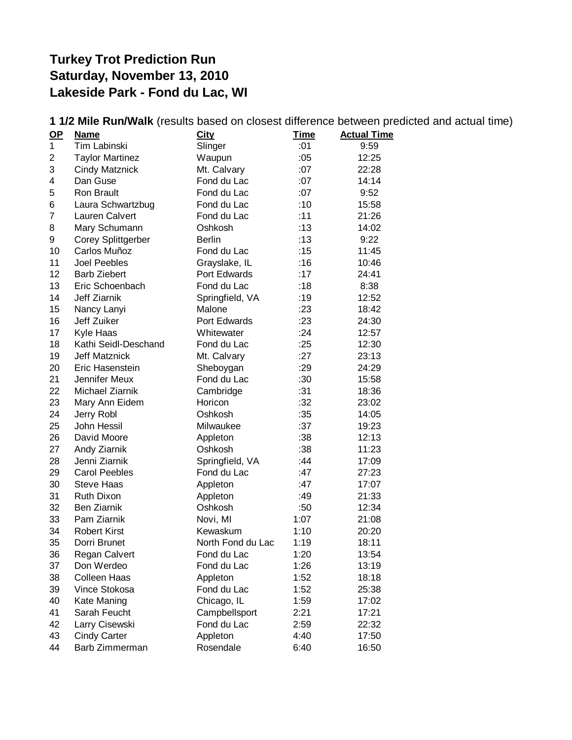# Turkey Trot Prediction Run
# Saturday, November 13, 2010
# Lakeside Park - Fond du Lac, WI

**1 1/2 Mile Run/Walk** (results based on closest difference between predicted and actual time)

| OP | Name | City | Time | Actual Time |
|---|---|---|---|---|
| 1 | Tim Labinski | Slinger | :01 | 9:59 |
| 2 | Taylor Martinez | Waupun | :05 | 12:25 |
| 3 | Cindy Matznick | Mt. Calvary | :07 | 22:28 |
| 4 | Dan Guse | Fond du Lac | :07 | 14:14 |
| 5 | Ron Brault | Fond du Lac | :07 | 9:52 |
| 6 | Laura Schwartzbug | Fond du Lac | :10 | 15:58 |
| 7 | Lauren Calvert | Fond du Lac | :11 | 21:26 |
| 8 | Mary Schumann | Oshkosh | :13 | 14:02 |
| 9 | Corey Splittgerber | Berlin | :13 | 9:22 |
| 10 | Carlos Muñoz | Fond du Lac | :15 | 11:45 |
| 11 | Joel Peebles | Grayslake, IL | :16 | 10:46 |
| 12 | Barb Ziebert | Port Edwards | :17 | 24:41 |
| 13 | Eric Schoenbach | Fond du Lac | :18 | 8:38 |
| 14 | Jeff Ziarnik | Springfield, VA | :19 | 12:52 |
| 15 | Nancy Lanyi | Malone | :23 | 18:42 |
| 16 | Jeff Zuiker | Port Edwards | :23 | 24:30 |
| 17 | Kyle Haas | Whitewater | :24 | 12:57 |
| 18 | Kathi Seidl-Deschand | Fond du Lac | :25 | 12:30 |
| 19 | Jeff Matznick | Mt. Calvary | :27 | 23:13 |
| 20 | Eric Hasenstein | Sheboygan | :29 | 24:29 |
| 21 | Jennifer Meux | Fond du Lac | :30 | 15:58 |
| 22 | Michael Ziarnik | Cambridge | :31 | 18:36 |
| 23 | Mary Ann Eidem | Horicon | :32 | 23:02 |
| 24 | Jerry Robl | Oshkosh | :35 | 14:05 |
| 25 | John Hessil | Milwaukee | :37 | 19:23 |
| 26 | David Moore | Appleton | :38 | 12:13 |
| 27 | Andy Ziarnik | Oshkosh | :38 | 11:23 |
| 28 | Jenni Ziarnik | Springfield, VA | :44 | 17:09 |
| 29 | Carol Peebles | Fond du Lac | :47 | 27:23 |
| 30 | Steve Haas | Appleton | :47 | 17:07 |
| 31 | Ruth Dixon | Appleton | :49 | 21:33 |
| 32 | Ben Ziarnik | Oshkosh | :50 | 12:34 |
| 33 | Pam Ziarnik | Novi, MI | 1:07 | 21:08 |
| 34 | Robert Kirst | Kewaskum | 1:10 | 20:20 |
| 35 | Dorri Brunet | North Fond du Lac | 1:19 | 18:11 |
| 36 | Regan Calvert | Fond du Lac | 1:20 | 13:54 |
| 37 | Don Werdeo | Fond du Lac | 1:26 | 13:19 |
| 38 | Colleen Haas | Appleton | 1:52 | 18:18 |
| 39 | Vince Stokosa | Fond du Lac | 1:52 | 25:38 |
| 40 | Kate Maning | Chicago, IL | 1:59 | 17:02 |
| 41 | Sarah Feucht | Campbellsport | 2:21 | 17:21 |
| 42 | Larry Cisewski | Fond du Lac | 2:59 | 22:32 |
| 43 | Cindy Carter | Appleton | 4:40 | 17:50 |
| 44 | Barb Zimmerman | Rosendale | 6:40 | 16:50 |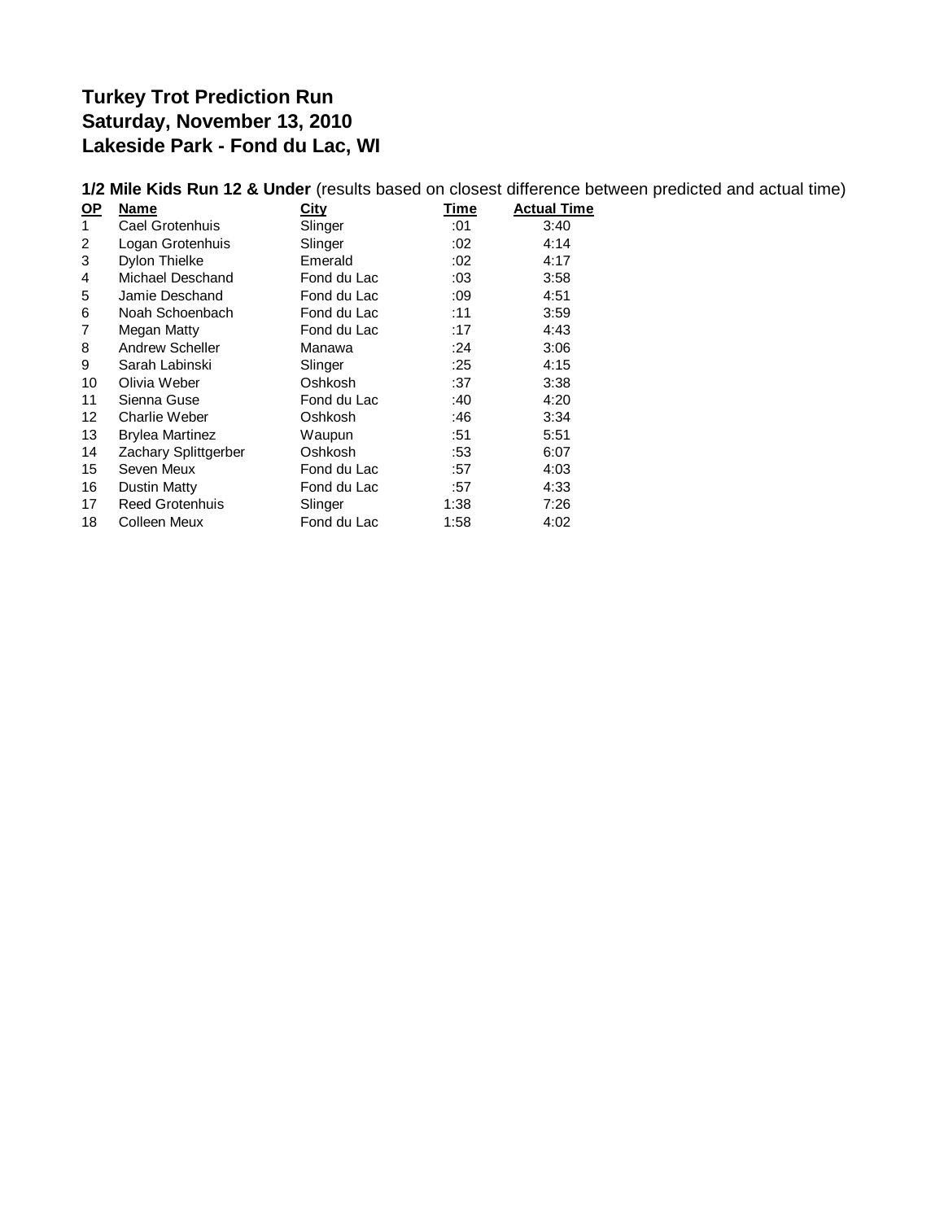# Turkey Trot Prediction Run
# Saturday, November 13, 2010
# Lakeside Park - Fond du Lac, WI

**1/2 Mile Kids Run 12 & Under** (results based on closest difference between predicted and actual time)

| OP | Name | City | Time | Actual Time |
|---|---|---|---|---|
| 1 | Cael Grotenhuis | Slinger | :01 | 3:40 |
| 2 | Logan Grotenhuis | Slinger | :02 | 4:14 |
| 3 | Dylon Thielke | Emerald | :02 | 4:17 |
| 4 | Michael Deschand | Fond du Lac | :03 | 3:58 |
| 5 | Jamie Deschand | Fond du Lac | :09 | 4:51 |
| 6 | Noah Schoenbach | Fond du Lac | :11 | 3:59 |
| 7 | Megan Matty | Fond du Lac | :17 | 4:43 |
| 8 | Andrew Scheller | Manawa | :24 | 3:06 |
| 9 | Sarah Labinski | Slinger | :25 | 4:15 |
| 10 | Olivia Weber | Oshkosh | :37 | 3:38 |
| 11 | Sienna Guse | Fond du Lac | :40 | 4:20 |
| 12 | Charlie Weber | Oshkosh | :46 | 3:34 |
| 13 | Brylea Martinez | Waupun | :51 | 5:51 |
| 14 | Zachary Splittgerber | Oshkosh | :53 | 6:07 |
| 15 | Seven Meux | Fond du Lac | :57 | 4:03 |
| 16 | Dustin Matty | Fond du Lac | :57 | 4:33 |
| 17 | Reed Grotenhuis | Slinger | 1:38 | 7:26 |
| 18 | Colleen Meux | Fond du Lac | 1:58 | 4:02 |